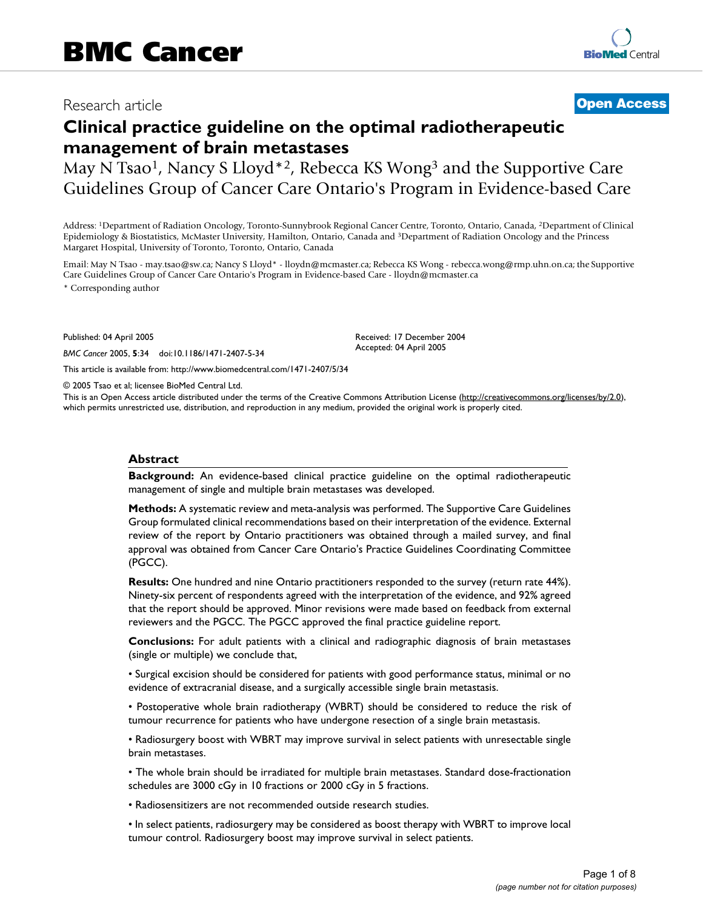BMC Cancer

Research article

**Open Access**

# Clinical practice guideline on the optimal radiotherapeutic management of brain metastases

May N Tsao[1], Nancy S Lloyd*[2], Rebecca KS Wong[3] and the Supportive Care Guidelines Group of Cancer Care Ontario's Program in Evidence-based Care

Address: [1]Department of Radiation Oncology, Toronto-Sunnybrook Regional Cancer Centre, Toronto, Ontario, Canada, [2]Department of Clinical Epidemiology & Biostatistics, McMaster University, Hamilton, Ontario, Canada and [3]Department of Radiation Oncology and the Princess Margaret Hospital, University of Toronto, Toronto, Ontario, Canada

Email: May N Tsao - may.tsao@sw.ca; Nancy S Lloyd* - lloydn@mcmaster.ca; Rebecca KS Wong - rebecca.wong@rmp.uhn.on.ca; the Supportive Care Guidelines Group of Cancer Care Ontario's Program in Evidence-based Care - lloydn@mcmaster.ca

\* Corresponding author

Published: 04 April 2005

*BMC Cancer* 2005, **5**:34 doi:10.1186/1471-2407-5-34

Received: 17 December 2004
Accepted: 04 April 2005

This article is available from: http://www.biomedcentral.com/1471-2407/5/34

© 2005 Tsao et al; licensee BioMed Central Ltd.

This is an Open Access article distributed under the terms of the Creative Commons Attribution License (http://creativecommons.org/licenses/by/2.0), which permits unrestricted use, distribution, and reproduction in any medium, provided the original work is properly cited.

## Abstract

**Background:** An evidence-based clinical practice guideline on the optimal radiotherapeutic management of single and multiple brain metastases was developed.

**Methods:** A systematic review and meta-analysis was performed. The Supportive Care Guidelines Group formulated clinical recommendations based on their interpretation of the evidence. External review of the report by Ontario practitioners was obtained through a mailed survey, and final approval was obtained from Cancer Care Ontario's Practice Guidelines Coordinating Committee (PGCC).

**Results:** One hundred and nine Ontario practitioners responded to the survey (return rate 44%). Ninety-six percent of respondents agreed with the interpretation of the evidence, and 92% agreed that the report should be approved. Minor revisions were made based on feedback from external reviewers and the PGCC. The PGCC approved the final practice guideline report.

**Conclusions:** For adult patients with a clinical and radiographic diagnosis of brain metastases (single or multiple) we conclude that,

• Surgical excision should be considered for patients with good performance status, minimal or no evidence of extracranial disease, and a surgically accessible single brain metastasis.

• Postoperative whole brain radiotherapy (WBRT) should be considered to reduce the risk of tumour recurrence for patients who have undergone resection of a single brain metastasis.

• Radiosurgery boost with WBRT may improve survival in select patients with unresectable single brain metastases.

• The whole brain should be irradiated for multiple brain metastases. Standard dose-fractionation schedules are 3000 cGy in 10 fractions or 2000 cGy in 5 fractions.

• Radiosensitizers are not recommended outside research studies.

• In select patients, radiosurgery may be considered as boost therapy with WBRT to improve local tumour control. Radiosurgery boost may improve survival in select patients.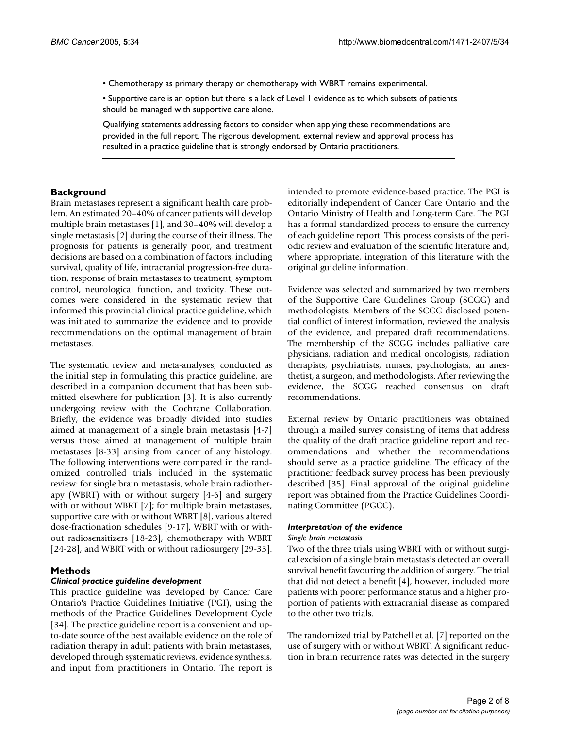- Chemotherapy as primary therapy or chemotherapy with WBRT remains experimental.
- Supportive care is an option but there is a lack of Level 1 evidence as to which subsets of patients should be managed with supportive care alone.

Qualifying statements addressing factors to consider when applying these recommendations are provided in the full report. The rigorous development, external review and approval process has resulted in a practice guideline that is strongly endorsed by Ontario practitioners.

## Background

Brain metastases represent a significant health care problem. An estimated 20–40% of cancer patients will develop multiple brain metastases [1], and 30–40% will develop a single metastasis [2] during the course of their illness. The prognosis for patients is generally poor, and treatment decisions are based on a combination of factors, including survival, quality of life, intracranial progression-free duration, response of brain metastases to treatment, symptom control, neurological function, and toxicity. These outcomes were considered in the systematic review that informed this provincial clinical practice guideline, which was initiated to summarize the evidence and to provide recommendations on the optimal management of brain metastases.

The systematic review and meta-analyses, conducted as the initial step in formulating this practice guideline, are described in a companion document that has been submitted elsewhere for publication [3]. It is also currently undergoing review with the Cochrane Collaboration. Briefly, the evidence was broadly divided into studies aimed at management of a single brain metastasis [4-7] versus those aimed at management of multiple brain metastases [8-33] arising from cancer of any histology. The following interventions were compared in the randomized controlled trials included in the systematic review: for single brain metastasis, whole brain radiotherapy (WBRT) with or without surgery [4-6] and surgery with or without WBRT [7]; for multiple brain metastases, supportive care with or without WBRT [8], various altered dose-fractionation schedules [9-17], WBRT with or without radiosensitizers [18-23], chemotherapy with WBRT [24-28], and WBRT with or without radiosurgery [29-33].

## Methods

### *Clinical practice guideline development*

This practice guideline was developed by Cancer Care Ontario's Practice Guidelines Initiative (PGI), using the methods of the Practice Guidelines Development Cycle [34]. The practice guideline report is a convenient and up-to-date source of the best available evidence on the role of radiation therapy in adult patients with brain metastases, developed through systematic reviews, evidence synthesis, and input from practitioners in Ontario. The report is intended to promote evidence-based practice. The PGI is editorially independent of Cancer Care Ontario and the Ontario Ministry of Health and Long-term Care. The PGI has a formal standardized process to ensure the currency of each guideline report. This process consists of the periodic review and evaluation of the scientific literature and, where appropriate, integration of this literature with the original guideline information.

Evidence was selected and summarized by two members of the Supportive Care Guidelines Group (SCGG) and methodologists. Members of the SCGG disclosed potential conflict of interest information, reviewed the analysis of the evidence, and prepared draft recommendations. The membership of the SCGG includes palliative care physicians, radiation and medical oncologists, radiation therapists, psychiatrists, nurses, psychologists, an anesthetist, a surgeon, and methodologists. After reviewing the evidence, the SCGG reached consensus on draft recommendations.

External review by Ontario practitioners was obtained through a mailed survey consisting of items that address the quality of the draft practice guideline report and recommendations and whether the recommendations should serve as a practice guideline. The efficacy of the practitioner feedback survey process has been previously described [35]. Final approval of the original guideline report was obtained from the Practice Guidelines Coordinating Committee (PGCC).

### *Interpretation of the evidence*

#### *Single brain metastasis*

Two of the three trials using WBRT with or without surgical excision of a single brain metastasis detected an overall survival benefit favouring the addition of surgery. The trial that did not detect a benefit [4], however, included more patients with poorer performance status and a higher proportion of patients with extracranial disease as compared to the other two trials.

The randomized trial by Patchell et al. [7] reported on the use of surgery with or without WBRT. A significant reduction in brain recurrence rates was detected in the surgery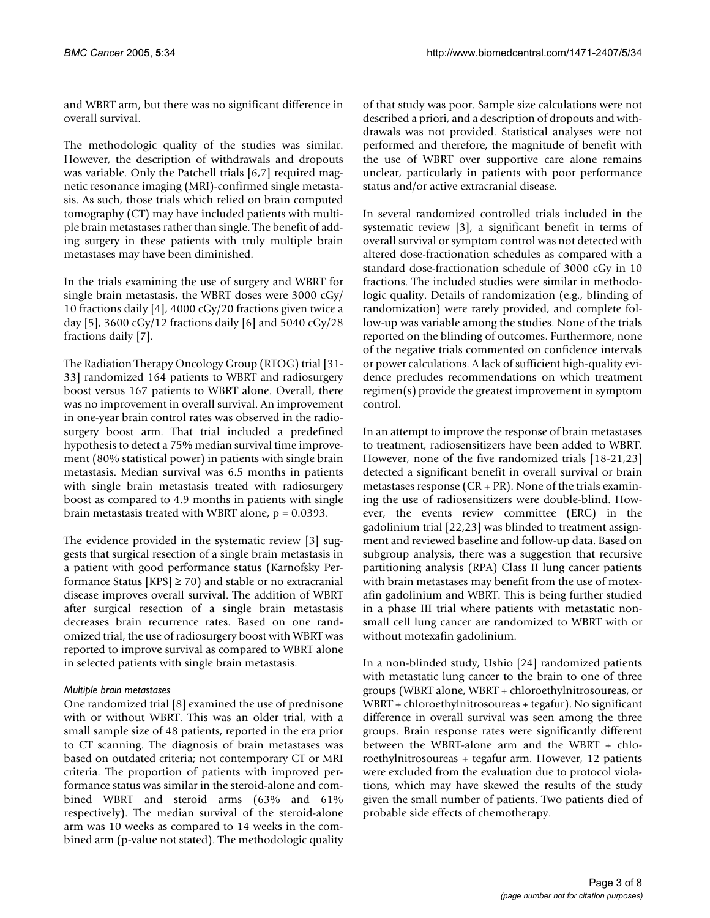and WBRT arm, but there was no significant difference in overall survival.

The methodologic quality of the studies was similar. However, the description of withdrawals and dropouts was variable. Only the Patchell trials [6,7] required magnetic resonance imaging (MRI)-confirmed single metastasis. As such, those trials which relied on brain computed tomography (CT) may have included patients with multiple brain metastases rather than single. The benefit of adding surgery in these patients with truly multiple brain metastases may have been diminished.

In the trials examining the use of surgery and WBRT for single brain metastasis, the WBRT doses were 3000 cGy/10 fractions daily [4], 4000 cGy/20 fractions given twice a day [5], 3600 cGy/12 fractions daily [6] and 5040 cGy/28 fractions daily [7].

The Radiation Therapy Oncology Group (RTOG) trial [31-33] randomized 164 patients to WBRT and radiosurgery boost versus 167 patients to WBRT alone. Overall, there was no improvement in overall survival. An improvement in one-year brain control rates was observed in the radiosurgery boost arm. That trial included a predefined hypothesis to detect a 75% median survival time improvement (80% statistical power) in patients with single brain metastasis. Median survival was 6.5 months in patients with single brain metastasis treated with radiosurgery boost as compared to 4.9 months in patients with single brain metastasis treated with WBRT alone, $p = 0.0393$.

The evidence provided in the systematic review [3] suggests that surgical resection of a single brain metastasis in a patient with good performance status (Karnofsky Performance Status [KPS] $\geq 70$) and stable or no extracranial disease improves overall survival. The addition of WBRT after surgical resection of a single brain metastasis decreases brain recurrence rates. Based on one randomized trial, the use of radiosurgery boost with WBRT was reported to improve survival as compared to WBRT alone in selected patients with single brain metastasis.

#### *Multiple brain metastases*

One randomized trial [8] examined the use of prednisone with or without WBRT. This was an older trial, with a small sample size of 48 patients, reported in the era prior to CT scanning. The diagnosis of brain metastases was based on outdated criteria; not contemporary CT or MRI criteria. The proportion of patients with improved performance status was similar in the steroid-alone and combined WBRT and steroid arms (63% and 61% respectively). The median survival of the steroid-alone arm was 10 weeks as compared to 14 weeks in the combined arm (p-value not stated). The methodologic quality of that study was poor. Sample size calculations were not described a priori, and a description of dropouts and withdrawals was not provided. Statistical analyses were not performed and therefore, the magnitude of benefit with the use of WBRT over supportive care alone remains unclear, particularly in patients with poor performance status and/or active extracranial disease.

In several randomized controlled trials included in the systematic review [3], a significant benefit in terms of overall survival or symptom control was not detected with altered dose-fractionation schedules as compared with a standard dose-fractionation schedule of 3000 cGy in 10 fractions. The included studies were similar in methodologic quality. Details of randomization (e.g., blinding of randomization) were rarely provided, and complete follow-up was variable among the studies. None of the trials reported on the blinding of outcomes. Furthermore, none of the negative trials commented on confidence intervals or power calculations. A lack of sufficient high-quality evidence precludes recommendations on which treatment regimen(s) provide the greatest improvement in symptom control.

In an attempt to improve the response of brain metastases to treatment, radiosensitizers have been added to WBRT. However, none of the five randomized trials [18-21,23] detected a significant benefit in overall survival or brain metastases response (CR + PR). None of the trials examining the use of radiosensitizers were double-blind. However, the events review committee (ERC) in the gadolinium trial [22,23] was blinded to treatment assignment and reviewed baseline and follow-up data. Based on subgroup analysis, there was a suggestion that recursive partitioning analysis (RPA) Class II lung cancer patients with brain metastases may benefit from the use of motexafin gadolinium and WBRT. This is being further studied in a phase III trial where patients with metastatic non-small cell lung cancer are randomized to WBRT with or without motexafin gadolinium.

In a non-blinded study, Ushio [24] randomized patients with metastatic lung cancer to the brain to one of three groups (WBRT alone, WBRT + chloroethylnitrosoureas, or WBRT + chloroethylnitrosoureas + tegafur). No significant difference in overall survival was seen among the three groups. Brain response rates were significantly different between the WBRT-alone arm and the WBRT + chloroethylnitrosoureas + tegafur arm. However, 12 patients were excluded from the evaluation due to protocol violations, which may have skewed the results of the study given the small number of patients. Two patients died of probable side effects of chemotherapy.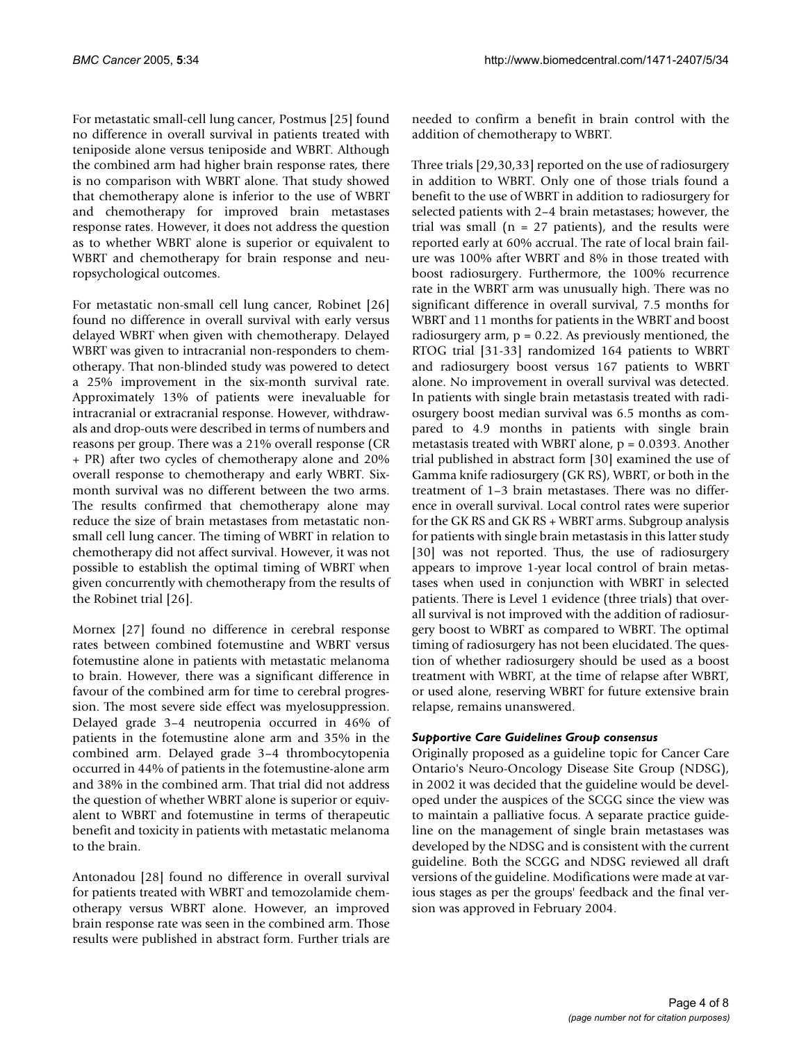For metastatic small-cell lung cancer, Postmus [25] found no difference in overall survival in patients treated with teniposide alone versus teniposide and WBRT. Although the combined arm had higher brain response rates, there is no comparison with WBRT alone. That study showed that chemotherapy alone is inferior to the use of WBRT and chemotherapy for improved brain metastases response rates. However, it does not address the question as to whether WBRT alone is superior or equivalent to WBRT and chemotherapy for brain response and neuropsychological outcomes.

For metastatic non-small cell lung cancer, Robinet [26] found no difference in overall survival with early versus delayed WBRT when given with chemotherapy. Delayed WBRT was given to intracranial non-responders to chemotherapy. That non-blinded study was powered to detect a 25% improvement in the six-month survival rate. Approximately 13% of patients were inevaluable for intracranial or extracranial response. However, withdrawals and drop-outs were described in terms of numbers and reasons per group. There was a 21% overall response (CR + PR) after two cycles of chemotherapy alone and 20% overall response to chemotherapy and early WBRT. Six-month survival was no different between the two arms. The results confirmed that chemotherapy alone may reduce the size of brain metastases from metastatic non-small cell lung cancer. The timing of WBRT in relation to chemotherapy did not affect survival. However, it was not possible to establish the optimal timing of WBRT when given concurrently with chemotherapy from the results of the Robinet trial [26].

Mornex [27] found no difference in cerebral response rates between combined fotemustine and WBRT versus fotemustine alone in patients with metastatic melanoma to brain. However, there was a significant difference in favour of the combined arm for time to cerebral progression. The most severe side effect was myelosuppression. Delayed grade 3–4 neutropenia occurred in 46% of patients in the fotemustine alone arm and 35% in the combined arm. Delayed grade 3–4 thrombocytopenia occurred in 44% of patients in the fotemustine-alone arm and 38% in the combined arm. That trial did not address the question of whether WBRT alone is superior or equivalent to WBRT and fotemustine in terms of therapeutic benefit and toxicity in patients with metastatic melanoma to the brain.

Antonadou [28] found no difference in overall survival for patients treated with WBRT and temozolamide chemotherapy versus WBRT alone. However, an improved brain response rate was seen in the combined arm. Those results were published in abstract form. Further trials are needed to confirm a benefit in brain control with the addition of chemotherapy to WBRT.

Three trials [29,30,33] reported on the use of radiosurgery in addition to WBRT. Only one of those trials found a benefit to the use of WBRT in addition to radiosurgery for selected patients with 2–4 brain metastases; however, the trial was small (n = 27 patients), and the results were reported early at 60% accrual. The rate of local brain failure was 100% after WBRT and 8% in those treated with boost radiosurgery. Furthermore, the 100% recurrence rate in the WBRT arm was unusually high. There was no significant difference in overall survival, 7.5 months for WBRT and 11 months for patients in the WBRT and boost radiosurgery arm, $p = 0.22$. As previously mentioned, the RTOG trial [31-33] randomized 164 patients to WBRT and radiosurgery boost versus 167 patients to WBRT alone. No improvement in overall survival was detected. In patients with single brain metastasis treated with radiosurgery boost median survival was 6.5 months as compared to 4.9 months in patients with single brain metastasis treated with WBRT alone, $p = 0.0393$. Another trial published in abstract form [30] examined the use of Gamma knife radiosurgery (GK RS), WBRT, or both in the treatment of 1–3 brain metastases. There was no difference in overall survival. Local control rates were superior for the GK RS and GK RS + WBRT arms. Subgroup analysis for patients with single brain metastasis in this latter study [30] was not reported. Thus, the use of radiosurgery appears to improve 1-year local control of brain metastases when used in conjunction with WBRT in selected patients. There is Level 1 evidence (three trials) that overall survival is not improved with the addition of radiosurgery boost to WBRT as compared to WBRT. The optimal timing of radiosurgery has not been elucidated. The question of whether radiosurgery should be used as a boost treatment with WBRT, at the time of relapse after WBRT, or used alone, reserving WBRT for future extensive brain relapse, remains unanswered.

### *Supportive Care Guidelines Group consensus*

Originally proposed as a guideline topic for Cancer Care Ontario's Neuro-Oncology Disease Site Group (NDSG), in 2002 it was decided that the guideline would be developed under the auspices of the SCGG since the view was to maintain a palliative focus. A separate practice guideline on the management of single brain metastases was developed by the NDSG and is consistent with the current guideline. Both the SCGG and NDSG reviewed all draft versions of the guideline. Modifications were made at various stages as per the groups' feedback and the final version was approved in February 2004.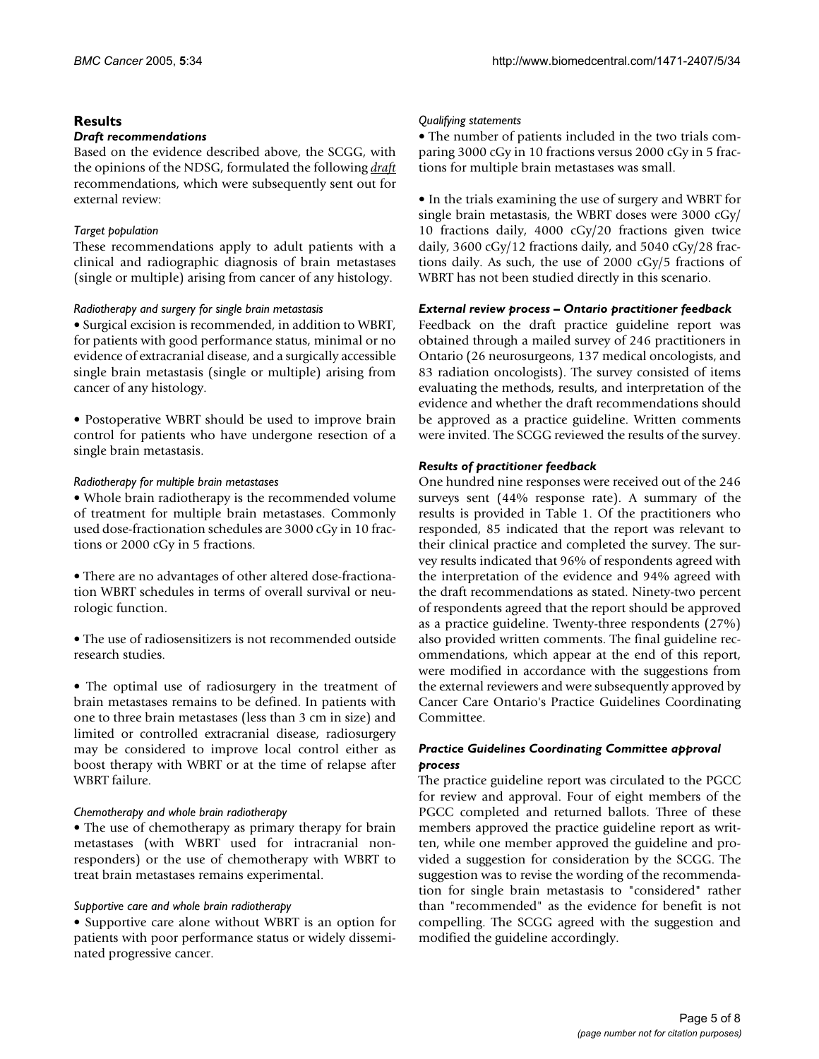## Results

### *Draft recommendations*

Based on the evidence described above, the SCGG, with the opinions of the NDSG, formulated the following *draft* recommendations, which were subsequently sent out for external review:

#### *Target population*

These recommendations apply to adult patients with a clinical and radiographic diagnosis of brain metastases (single or multiple) arising from cancer of any histology.

#### *Radiotherapy and surgery for single brain metastasis*

• Surgical excision is recommended, in addition to WBRT, for patients with good performance status, minimal or no evidence of extracranial disease, and a surgically accessible single brain metastasis (single or multiple) arising from cancer of any histology.

• Postoperative WBRT should be used to improve brain control for patients who have undergone resection of a single brain metastasis.

#### *Radiotherapy for multiple brain metastases*

• Whole brain radiotherapy is the recommended volume of treatment for multiple brain metastases. Commonly used dose-fractionation schedules are 3000 cGy in 10 fractions or 2000 cGy in 5 fractions.

• There are no advantages of other altered dose-fractionation WBRT schedules in terms of overall survival or neurologic function.

• The use of radiosensitizers is not recommended outside research studies.

• The optimal use of radiosurgery in the treatment of brain metastases remains to be defined. In patients with one to three brain metastases (less than 3 cm in size) and limited or controlled extracranial disease, radiosurgery may be considered to improve local control either as boost therapy with WBRT or at the time of relapse after WBRT failure.

#### *Chemotherapy and whole brain radiotherapy*

• The use of chemotherapy as primary therapy for brain metastases (with WBRT used for intracranial non-responders) or the use of chemotherapy with WBRT to treat brain metastases remains experimental.

#### *Supportive care and whole brain radiotherapy*

• Supportive care alone without WBRT is an option for patients with poor performance status or widely disseminated progressive cancer.

#### *Qualifying statements*

• The number of patients included in the two trials comparing 3000 cGy in 10 fractions versus 2000 cGy in 5 fractions for multiple brain metastases was small.

• In the trials examining the use of surgery and WBRT for single brain metastasis, the WBRT doses were 3000 cGy/10 fractions daily, 4000 cGy/20 fractions given twice daily, 3600 cGy/12 fractions daily, and 5040 cGy/28 fractions daily. As such, the use of 2000 cGy/5 fractions of WBRT has not been studied directly in this scenario.

### *External review process – Ontario practitioner feedback*

Feedback on the draft practice guideline report was obtained through a mailed survey of 246 practitioners in Ontario (26 neurosurgeons, 137 medical oncologists, and 83 radiation oncologists). The survey consisted of items evaluating the methods, results, and interpretation of the evidence and whether the draft recommendations should be approved as a practice guideline. Written comments were invited. The SCGG reviewed the results of the survey.

### *Results of practitioner feedback*

One hundred nine responses were received out of the 246 surveys sent (44% response rate). A summary of the results is provided in Table 1. Of the practitioners who responded, 85 indicated that the report was relevant to their clinical practice and completed the survey. The survey results indicated that 96% of respondents agreed with the interpretation of the evidence and 94% agreed with the draft recommendations as stated. Ninety-two percent of respondents agreed that the report should be approved as a practice guideline. Twenty-three respondents (27%) also provided written comments. The final guideline recommendations, which appear at the end of this report, were modified in accordance with the suggestions from the external reviewers and were subsequently approved by Cancer Care Ontario's Practice Guidelines Coordinating Committee.

### *Practice Guidelines Coordinating Committee approval process*

The practice guideline report was circulated to the PGCC for review and approval. Four of eight members of the PGCC completed and returned ballots. Three of these members approved the practice guideline report as written, while one member approved the guideline and provided a suggestion for consideration by the SCGG. The suggestion was to revise the wording of the recommendation for single brain metastasis to "considered" rather than "recommended" as the evidence for benefit is not compelling. The SCGG agreed with the suggestion and modified the guideline accordingly.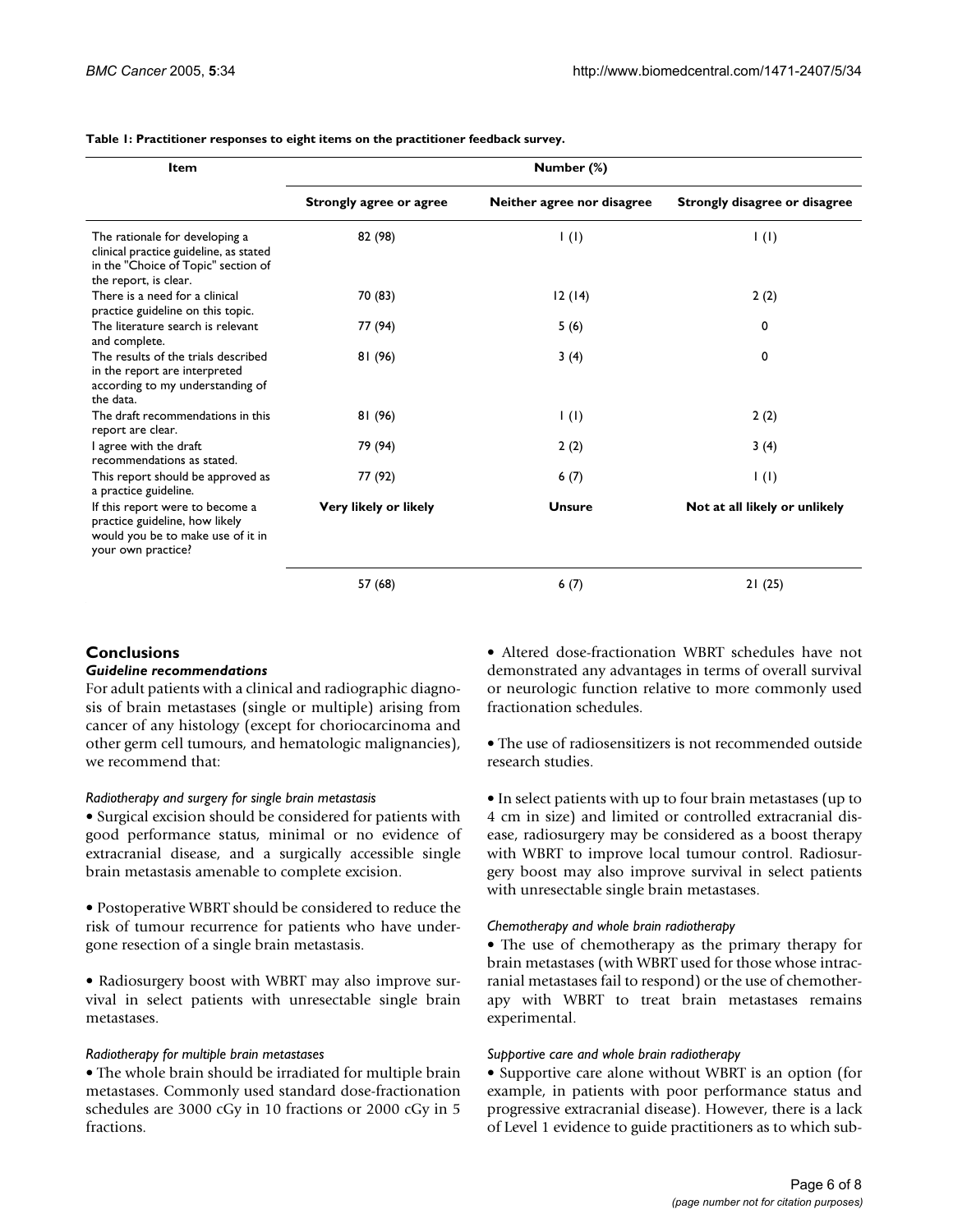**Table 1: Practitioner responses to eight items on the practitioner feedback survey.**

| Item | Number (%) | | |
| --- | --- | --- | --- |
| | Strongly agree or agree | Neither agree nor disagree | Strongly disagree or disagree |
| The rationale for developing a clinical practice guideline, as stated in the "Choice of Topic" section of the report, is clear. | 82 (98) | 1 (1) | 1 (1) |
| There is a need for a clinical practice guideline on this topic. | 70 (83) | 12 (14) | 2 (2) |
| The literature search is relevant and complete. | 77 (94) | 5 (6) | 0 |
| The results of the trials described in the report are interpreted according to my understanding of the data. | 81 (96) | 3 (4) | 0 |
| The draft recommendations in this report are clear. | 81 (96) | 1 (1) | 2 (2) |
| I agree with the draft recommendations as stated. | 79 (94) | 2 (2) | 3 (4) |
| This report should be approved as a practice guideline. | 77 (92) | 6 (7) | 1 (1) |
| If this report were to become a practice guideline, how likely would you be to make use of it in your own practice? | **Very likely or likely** | **Unsure** | **Not at all likely or unlikely** |
| | 57 (68) | 6 (7) | 21 (25) |

## Conclusions

### *Guideline recommendations*

For adult patients with a clinical and radiographic diagnosis of brain metastases (single or multiple) arising from cancer of any histology (except for choriocarcinoma and other germ cell tumours, and hematologic malignancies), we recommend that:

*Radiotherapy and surgery for single brain metastasis*

- Surgical excision should be considered for patients with good performance status, minimal or no evidence of extracranial disease, and a surgically accessible single brain metastasis amenable to complete excision.

- Postoperative WBRT should be considered to reduce the risk of tumour recurrence for patients who have undergone resection of a single brain metastasis.

- Radiosurgery boost with WBRT may also improve survival in select patients with unresectable single brain metastases.

*Radiotherapy for multiple brain metastases*

- The whole brain should be irradiated for multiple brain metastases. Commonly used standard dose-fractionation schedules are 3000 cGy in 10 fractions or 2000 cGy in 5 fractions.

- Altered dose-fractionation WBRT schedules have not demonstrated any advantages in terms of overall survival or neurologic function relative to more commonly used fractionation schedules.

- The use of radiosensitizers is not recommended outside research studies.

- In select patients with up to four brain metastases (up to 4 cm in size) and limited or controlled extracranial disease, radiosurgery may be considered as a boost therapy with WBRT to improve local tumour control. Radiosurgery boost may also improve survival in select patients with unresectable single brain metastases.

*Chemotherapy and whole brain radiotherapy*

- The use of chemotherapy as the primary therapy for brain metastases (with WBRT used for those whose intracranial metastases fail to respond) or the use of chemotherapy with WBRT to treat brain metastases remains experimental.

*Supportive care and whole brain radiotherapy*

- Supportive care alone without WBRT is an option (for example, in patients with poor performance status and progressive extracranial disease). However, there is a lack of Level 1 evidence to guide practitioners as to which sub-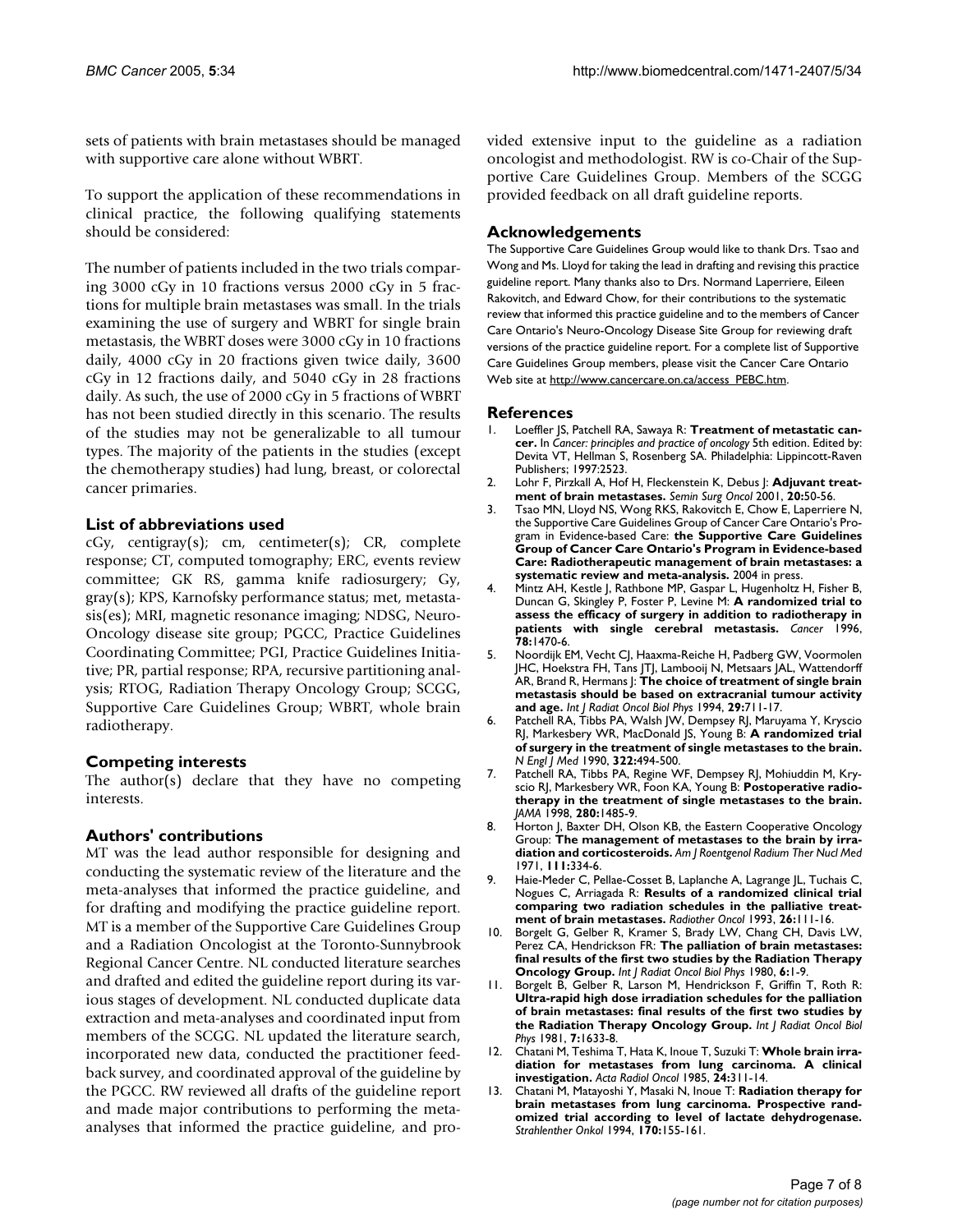sets of patients with brain metastases should be managed with supportive care alone without WBRT.

To support the application of these recommendations in clinical practice, the following qualifying statements should be considered:

The number of patients included in the two trials comparing 3000 cGy in 10 fractions versus 2000 cGy in 5 fractions for multiple brain metastases was small. In the trials examining the use of surgery and WBRT for single brain metastasis, the WBRT doses were 3000 cGy in 10 fractions daily, 4000 cGy in 20 fractions given twice daily, 3600 cGy in 12 fractions daily, and 5040 cGy in 28 fractions daily. As such, the use of 2000 cGy in 5 fractions of WBRT has not been studied directly in this scenario. The results of the studies may not be generalizable to all tumour types. The majority of the patients in the studies (except the chemotherapy studies) had lung, breast, or colorectal cancer primaries.

## List of abbreviations used

cGy, centigray(s); cm, centimeter(s); CR, complete response; CT, computed tomography; ERC, events review committee; GK RS, gamma knife radiosurgery; Gy, gray(s); KPS, Karnofsky performance status; met, metastasis(es); MRI, magnetic resonance imaging; NDSG, Neuro-Oncology disease site group; PGCC, Practice Guidelines Coordinating Committee; PGI, Practice Guidelines Initiative; PR, partial response; RPA, recursive partitioning analysis; RTOG, Radiation Therapy Oncology Group; SCGG, Supportive Care Guidelines Group; WBRT, whole brain radiotherapy.

## Competing interests

The author(s) declare that they have no competing interests.

## Authors' contributions

MT was the lead author responsible for designing and conducting the systematic review of the literature and the meta-analyses that informed the practice guideline, and for drafting and modifying the practice guideline report. MT is a member of the Supportive Care Guidelines Group and a Radiation Oncologist at the Toronto-Sunnybrook Regional Cancer Centre. NL conducted literature searches and drafted and edited the guideline report during its various stages of development. NL conducted duplicate data extraction and meta-analyses and coordinated input from members of the SCGG. NL updated the literature search, incorporated new data, conducted the practitioner feedback survey, and coordinated approval of the guideline by the PGCC. RW reviewed all drafts of the guideline report and made major contributions to performing the meta-analyses that informed the practice guideline, and provided extensive input to the guideline as a radiation oncologist and methodologist. RW is co-Chair of the Supportive Care Guidelines Group. Members of the SCGG provided feedback on all draft guideline reports.

## Acknowledgements

The Supportive Care Guidelines Group would like to thank Drs. Tsao and Wong and Ms. Lloyd for taking the lead in drafting and revising this practice guideline report. Many thanks also to Drs. Normand Laperriere, Eileen Rakovitch, and Edward Chow, for their contributions to the systematic review that informed this practice guideline and to the members of Cancer Care Ontario's Neuro-Oncology Disease Site Group for reviewing draft versions of the practice guideline report. For a complete list of Supportive Care Guidelines Group members, please visit the Cancer Care Ontario Web site at http://www.cancercare.on.ca/access_PEBC.htm.

## References

1. Loeffler JS, Patchell RA, Sawaya R: **Treatment of metastatic cancer.** In *Cancer: principles and practice of oncology* 5th edition. Edited by: Devita VT, Hellman S, Rosenberg SA. Philadelphia: Lippincott-Raven Publishers; 1997:2523.
2. Lohr F, Pirzkall A, Hof H, Fleckenstein K, Debus J: **Adjuvant treatment of brain metastases.** *Semin Surg Oncol* 2001, **20:**50-56.
3. Tsao MN, Lloyd NS, Wong RKS, Rakovitch E, Chow E, Laperriere N, the Supportive Care Guidelines Group of Cancer Care Ontario's Program in Evidence-based Care: **the Supportive Care Guidelines Group of Cancer Care Ontario's Program in Evidence-based Care: Radiotherapeutic management of brain metastases: a systematic review and meta-analysis.** 2004 in press.
4. Mintz AH, Kestle J, Rathbone MP, Gaspar L, Hugenholtz H, Fisher B, Duncan G, Skingley P, Foster P, Levine M: **A randomized trial to assess the efficacy of surgery in addition to radiotherapy in patients with single cerebral metastasis.** *Cancer* 1996, **78:**1470-6.
5. Noordijk EM, Vecht CJ, Haaxma-Reiche H, Padberg GW, Voormolen JHC, Hoekstra FH, Tans JTJ, Lambooij N, Metsaars JAL, Wattendorff AR, Brand R, Hermans J: **The choice of treatment of single brain metastasis should be based on extracranial tumour activity and age.** *Int J Radiat Oncol Biol Phys* 1994, **29:**711-17.
6. Patchell RA, Tibbs PA, Walsh JW, Dempsey RJ, Maruyama Y, Kryscio RJ, Markesbery WR, MacDonald JS, Young B: **A randomized trial of surgery in the treatment of single metastases to the brain.** *N Engl J Med* 1990, **322:**494-500.
7. Patchell RA, Tibbs PA, Regine WF, Dempsey RJ, Mohiuddin M, Kryscio RJ, Markesbery WR, Foon KA, Young B: **Postoperative radiotherapy in the treatment of single metastases to the brain.** *JAMA* 1998, **280:**1485-9.
8. Horton J, Baxter DH, Olson KB, the Eastern Cooperative Oncology Group: **The management of metastases to the brain by irradiation and corticosteroids.** *Am J Roentgenol Radium Ther Nucl Med* 1971, **111:**334-6.
9. Haie-Meder C, Pellae-Cosset B, Laplanche A, Lagrange JL, Tuchais C, Nogues C, Arriagada R: **Results of a randomized clinical trial comparing two radiation schedules in the palliative treatment of brain metastases.** *Radiother Oncol* 1993, **26:**111-16.
10. Borgelt G, Gelber R, Kramer S, Brady LW, Chang CH, Davis LW, Perez CA, Hendrickson FR: **The palliation of brain metastases: final results of the first two studies by the Radiation Therapy Oncology Group.** *Int J Radiat Oncol Biol Phys* 1980, **6:**1-9.
11. Borgelt B, Gelber R, Larson M, Hendrickson F, Griffin T, Roth R: **Ultra-rapid high dose irradiation schedules for the palliation of brain metastases: final results of the first two studies by the Radiation Therapy Oncology Group.** *Int J Radiat Oncol Biol Phys* 1981, **7:**1633-8.
12. Chatani M, Teshima T, Hata K, Inoue T, Suzuki T: **Whole brain irradiation for metastases from lung carcinoma. A clinical investigation.** *Acta Radiol Oncol* 1985, **24:**311-14.
13. Chatani M, Matayoshi Y, Masaki N, Inoue T: **Radiation therapy for brain metastases from lung carcinoma. Prospective randomized trial according to level of lactate dehydrogenase.** *Strahlenther Onkol* 1994, **170:**155-161.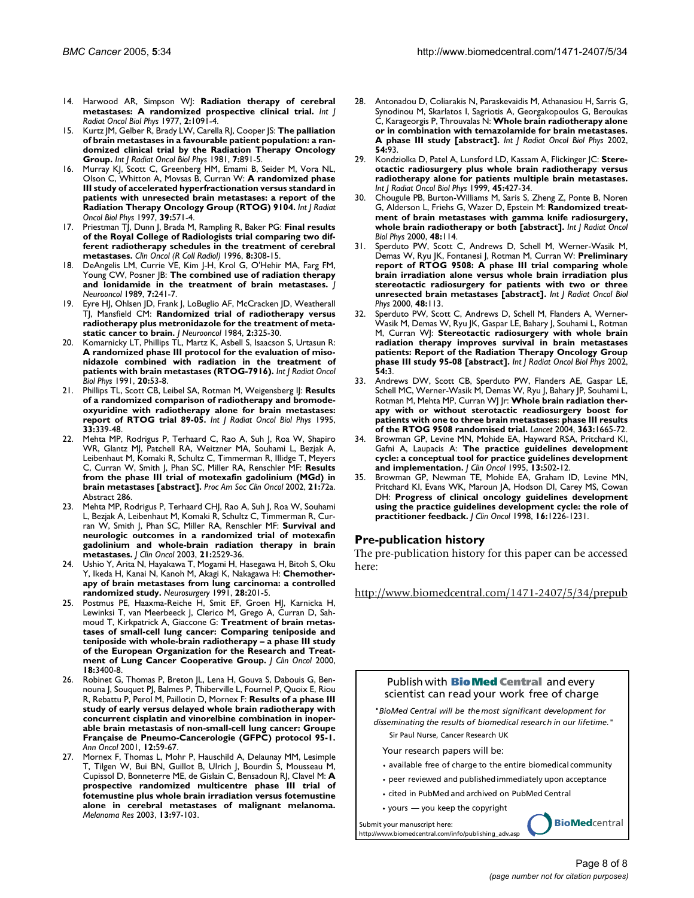14. Harwood AR, Simpson WJ: **Radiation therapy of cerebral metastases: A randomized prospective clinical trial.** *Int J Radiat Oncol Biol Phys* 1977, **2:**1091-4.
15. Kurtz JM, Gelber R, Brady LW, Carella RJ, Cooper JS: **The palliation of brain metastases in a favourable patient population: a randomized clinical trial by the Radiation Therapy Oncology Group.** *Int J Radiat Oncol Biol Phys* 1981, **7:**891-5.
16. Murray KJ, Scott C, Greenberg HM, Emami B, Seider M, Vora NL, Olson C, Whitton A, Movsas B, Curran W: **A randomized phase III study of accelerated hyperfractionation versus standard in patients with unresected brain metastases: a report of the Radiation Therapy Oncology Group (RTOG) 9104.** *Int J Radiat Oncol Biol Phys* 1997, **39:**571-4.
17. Priestman TJ, Dunn J, Brada M, Rampling R, Baker PG: **Final results of the Royal College of Radiologists trial comparing two different radiotherapy schedules in the treatment of cerebral metastases.** *Clin Oncol (R Coll Radiol)* 1996, **8:**308-15.
18. DeAngelis LM, Currie VE, Kim J-H, Krol G, O'Hehir MA, Farg FM, Young CW, Posner JB: **The combined use of radiation therapy and lonidamide in the treatment of brain metastases.** *J Neurooncol* 1989, **7:**241-7.
19. Eyre HJ, Ohlsen JD, Frank J, LoBuglio AF, McCracken JD, Weatherall TJ, Mansfield CM: **Randomized trial of radiotherapy versus radiotherapy plus metronidazole for the treatment of metastatic cancer to brain.** *J Neurooncol* 1984, **2:**325-30.
20. Komarnicky LT, Phillips TL, Martz K, Asbell S, Isaacson S, Urtasun R: **A randomized phase III protocol for the evaluation of misonidazole combined with radiation in the treatment of patients with brain metastases (RTOG-7916).** *Int J Radiat Oncol Biol Phys* 1991, **20:**53-8.
21. Phillips TL, Scott CB, Leibel SA, Rotman M, Weigensberg IJ: **Results of a randomized comparison of radiotherapy and bromodeoxyuridine with radiotherapy alone for brain metastases: report of RTOG trial 89-05.** *Int J Radiat Oncol Biol Phys* 1995, **33:**339-48.
22. Mehta MP, Rodrigus P, Terhaard C, Rao A, Suh J, Roa W, Shapiro WR, Glantz MJ, Patchell RA, Weitzner MA, Souhami L, Bezjak A, Leibenhaut M, Komaki R, Schultz C, Timmerman R, Illidge T, Meyers C, Curran W, Smith J, Phan SC, Miller RA, Renschler MF: **Results from the phase III trial of motexafin gadolinium (MGd) in brain metastases [abstract].** *Proc Am Soc Clin Oncol* 2002, **21:**72a. Abstract 286.
23. Mehta MP, Rodrigus P, Terhaard CHJ, Rao A, Suh J, Roa W, Souhami L, Bezjak A, Leibenhaut M, Komaki R, Schultz C, Timmerman R, Curran W, Smith J, Phan SC, Miller RA, Renschler MF: **Survival and neurologic outcomes in a randomized trial of motexafin gadolinium and whole-brain radiation therapy in brain metastases.** *J Clin Oncol* 2003, **21:**2529-36.
24. Ushio Y, Arita N, Hayakawa T, Mogami H, Hasegawa H, Bitoh S, Oku Y, Ikeda H, Kanai N, Kanoh M, Akagi K, Nakagawa H: **Chemotherapy of brain metastases from lung carcinoma: a controlled randomized study.** *Neurosurgery* 1991, **28:**201-5.
25. Postmus PE, Haaxma-Reiche H, Smit EF, Groen HJ, Karnicka H, Lewinksi T, van Meerbeeck J, Clerico M, Grego A, Curran D, Sahmoud T, Kirkpatrick A, Giaccone G: **Treatment of brain metastases of small-cell lung cancer: Comparing teniposide and teniposide with whole-brain radiotherapy – a phase III study of the European Organization for the Research and Treatment of Lung Cancer Cooperative Group.** *J Clin Oncol* 2000, **18:**3400-8.
26. Robinet G, Thomas P, Breton JL, Lena H, Gouva S, Dabouis G, Bennouna J, Souquet PJ, Balmes P, Thiberville L, Fournel P, Quoix E, Riou R, Rebattu P, Perol M, Paillotin D, Mornex F: **Results of a phase III study of early versus delayed whole brain radiotherapy with concurrent cisplatin and vinorelbine combination in inoperable brain metastasis of non-small-cell lung cancer: Groupe Française de Pneumo-Cancerologie (GFPC) protocol 95-1.** *Ann Oncol* 2001, **12:**59-67.
27. Mornex F, Thomas L, Mohr P, Hauschild A, Delaunay MM, Lesimple T, Tilgen W, Bui BN, Guillot B, Ulrich J, Bourdin S, Mousseau M, Cupissol D, Bonneterre ME, de Gislain C, Bensadoun RJ, Clavel M: **A prospective randomized multicentre phase III trial of fotemustine plus whole brain irradiation versus fotemustine alone in cerebral metastases of malignant melanoma.** *Melanoma Res* 2003, **13:**97-103.
28. Antonadou D, Coliarakis N, Paraskevaidis M, Athanasiou H, Sarris G, Synodinou M, Skarlatos I, Sagriotis A, Georgakopoulos G, Beroukas C, Karageorgis P, Throuvalas N: **Whole brain radiotherapy alone or in combination with temazolamide for brain metastases. A phase III study [abstract].** *Int J Radiat Oncol Biol Phys* 2002, **54:**93.
29. Kondziolka D, Patel A, Lunsford LD, Kassam A, Flickinger JC: **Stereotactic radiosurgery plus whole brain radiotherapy versus radiotherapy alone for patients multiple brain metastases.** *Int J Radiat Oncol Biol Phys* 1999, **45:**427-34.
30. Chougule PB, Burton-Williams M, Saris S, Zheng Z, Ponte B, Noren G, Alderson L, Friehs G, Wazer D, Epstein M: **Randomized treatment of brain metastases with gamma knife radiosurgery, whole brain radiotherapy or both [abstract].** *Int J Radiat Oncol Biol Phys* 2000, **48:**114.
31. Sperduto PW, Scott C, Andrews D, Schell M, Werner-Wasik M, Demas W, Ryu JK, Fontanesi J, Rotman M, Curran W: **Preliminary report of RTOG 9508: A phase III trial comparing whole brain irradiation alone versus whole brain irradiation plus stereotactic radiosurgery for patients with two or three unresected brain metastases [abstract].** *Int J Radiat Oncol Biol Phys* 2000, **48:**113.
32. Sperduto PW, Scott C, Andrews D, Schell M, Flanders A, Werner-Wasik M, Demas W, Ryu JK, Gaspar LE, Bahary J, Souhami L, Rotman M, Curran WJ: **Stereotactic radiosurgery with whole brain radiation therapy improves survival in brain metastases patients: Report of the Radiation Therapy Oncology Group phase III study 95-08 [abstract].** *Int J Radiat Oncol Biol Phys* 2002, **54:**3.
33. Andrews DW, Scott CB, Sperduto PW, Flanders AE, Gaspar LE, Schell MC, Werner-Wasik M, Demas W, Ryu J, Bahary JP, Souhami L, Rotman M, Mehta MP, Curran WJ Jr: **Whole brain radiation therapy with or without sterotactic readiosurgery boost for patients with one to three brain metastases: phase III results of the RTOG 9508 randomised trial.** *Lancet* 2004, **363:**1665-72.
34. Browman GP, Levine MN, Mohide EA, Hayward RSA, Pritchard KI, Gafni A, Laupacis A: **The practice guidelines development cycle: a conceptual tool for practice guidelines development and implementation.** *J Clin Oncol* 1995, **13:**502-12.
35. Browman GP, Newman TE, Mohide EA, Graham ID, Levine MN, Pritchard KI, Evans WK, Maroun JA, Hodson DI, Carey MS, Cowan DH: **Progress of clinical oncology guidelines development using the practice guidelines development cycle: the role of practitioner feedback.** *J Clin Oncol* 1998, **16:**1226-1231.

## Pre-publication history

The pre-publication history for this paper can be accessed here:

http://www.biomedcentral.com/1471-2407/5/34/prepub

Publish with **BioMed Central** and every scientist can read your work free of charge

*"BioMed Central will be the most significant development for disseminating the results of biomedical research in our lifetime."*
Sir Paul Nurse, Cancer Research UK

Your research papers will be:

- available free of charge to the entire biomedical community
- peer reviewed and published immediately upon acceptance
- cited in PubMed and archived on PubMed Central
- yours — you keep the copyright

Submit your manuscript here:
http://www.biomedcentral.com/info/publishing_adv.asp

BioMedcentral